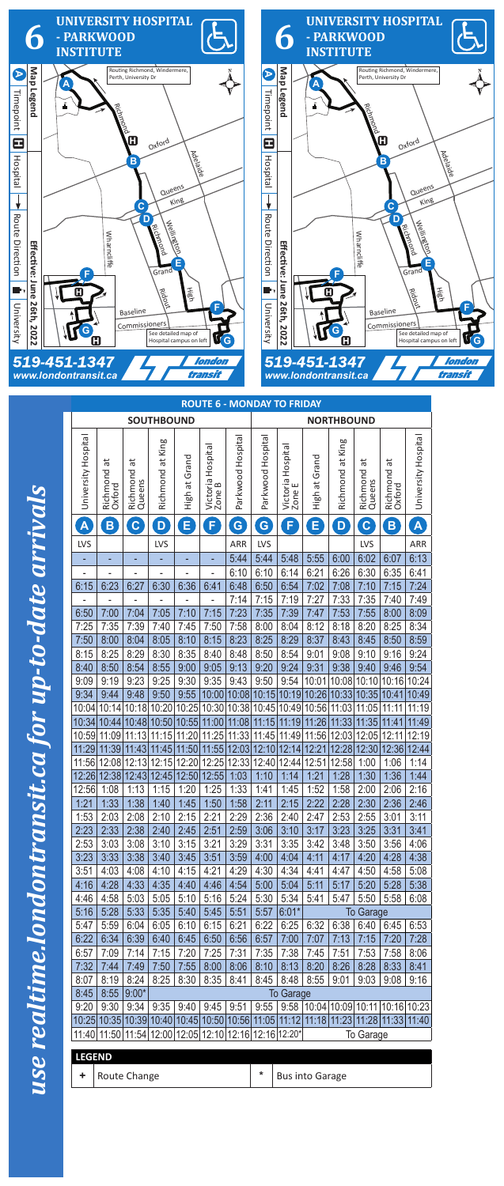# 6 UNIVERSITY HOSPITAL - PARKWOOD INSTITUTE

**Map Legend**

- A Timepoint
- H Hospital
- Route Direction
- University

Routing Richmond, Windermere, Perth, University Dr

See detailed map of Hospital campus on left

**Effective June 26th, 2022**

**519-451-1347**
**www.londontransit.ca**

london transit

# 6 UNIVERSITY HOSPITAL - PARKWOOD INSTITUTE

**Map Legend**

- A Timepoint
- H Hospital
- Route Direction
- University

Routing Richmond, Windermere, Perth, University Dr

See detailed map of Hospital campus on left

**Effective June 26th, 2022**

**519-451-1347**
**www.londontransit.ca**

london transit

*use realtime.londontransit.ca for up-to-date arrivals*

## ROUTE 6 - MONDAY TO FRIDAY

| SOUTHBOUND | | | | | | | NORTHBOUND | | | | | | |
|---|---|---|---|---|---|---|---|---|---|---|---|---|---|
| University Hospital | Richmond at Oxford | Richmond at Queens | Richmond at King | High at Grand | Victoria Hospital Zone B | Parkwood Hospital | Parkwood Hospital | Victoria Hospital Zone E | High at Grand | Richmond at King | Richmond at Queens | Richmond at Oxford | University Hospital |
| A | B | C | D | E | F | G | G | F | E | D | C | B | A |
| LVS | | | LVS | | | ARR | LVS | | | | LVS | | ARR |
| - | - | - | - | - | - | 5:44 | 5:44 | 5:48 | 5:55 | 6:00 | 6:02 | 6:07 | 6:13 |
| - | - | - | - | - | - | 6:10 | 6:10 | 6:14 | 6:21 | 6:26 | 6:30 | 6:35 | 6:41 |
| 6:15 | 6:23 | 6:27 | 6:30 | 6:36 | 6:41 | 6:48 | 6:50 | 6:54 | 7:02 | 7:08 | 7:10 | 7:15 | 7:24 |
| - | - | - | - | - | - | 7:14 | 7:15 | 7:19 | 7:27 | 7:33 | 7:35 | 7:40 | 7:49 |
| 6:50 | 7:00 | 7:04 | 7:05 | 7:10 | 7:15 | 7:23 | 7:35 | 7:39 | 7:47 | 7:53 | 7:55 | 8:00 | 8:09 |
| 7:25 | 7:35 | 7:39 | 7:40 | 7:45 | 7:50 | 7:58 | 8:00 | 8:04 | 8:12 | 8:18 | 8:20 | 8:25 | 8:34 |
| 7:50 | 8:00 | 8:04 | 8:05 | 8:10 | 8:15 | 8:23 | 8:25 | 8:29 | 8:37 | 8:43 | 8:45 | 8:50 | 8:59 |
| 8:15 | 8:25 | 8:29 | 8:30 | 8:35 | 8:40 | 8:48 | 8:50 | 8:54 | 9:01 | 9:08 | 9:10 | 9:16 | 9:24 |
| 8:40 | 8:50 | 8:54 | 8:55 | 9:00 | 9:05 | 9:13 | 9:20 | 9:24 | 9:31 | 9:38 | 9:40 | 9:46 | 9:54 |
| 9:09 | 9:19 | 9:23 | 9:25 | 9:30 | 9:35 | 9:43 | 9:50 | 9:54 | 10:01 | 10:08 | 10:10 | 10:16 | 10:24 |
| 9:34 | 9:44 | 9:48 | 9:50 | 9:55 | 10:00 | 10:08 | 10:15 | 10:19 | 10:26 | 10:33 | 10:35 | 10:41 | 10:49 |
| 10:04 | 10:14 | 10:18 | 10:20 | 10:25 | 10:30 | 10:38 | 10:45 | 10:49 | 10:56 | 11:03 | 11:05 | 11:11 | 11:19 |
| 10:34 | 10:44 | 10:48 | 10:50 | 10:55 | 11:00 | 11:08 | 11:15 | 11:19 | 11:26 | 11:33 | 11:35 | 11:41 | 11:49 |
| 10:59 | 11:09 | 11:13 | 11:15 | 11:20 | 11:25 | 11:33 | 11:45 | 11:49 | 11:56 | 12:03 | 12:05 | 12:11 | 12:19 |
| 11:29 | 11:39 | 11:43 | 11:45 | 11:50 | 11:55 | 12:03 | 12:10 | 12:14 | 12:21 | 12:28 | 12:30 | 12:36 | 12:44 |
| 11:56 | 12:08 | 12:13 | 12:15 | 12:20 | 12:25 | 12:33 | 12:40 | 12:44 | 12:51 | 12:58 | 1:00 | 1:06 | 1:14 |
| 12:26 | 12:38 | 12:43 | 12:45 | 12:50 | 12:55 | 1:03 | 1:10 | 1:14 | 1:21 | 1:28 | 1:30 | 1:36 | 1:44 |
| 12:56 | 1:08 | 1:13 | 1:15 | 1:20 | 1:25 | 1:33 | 1:41 | 1:45 | 1:52 | 1:58 | 2:00 | 2:06 | 2:16 |
| 1:21 | 1:33 | 1:38 | 1:40 | 1:45 | 1:50 | 1:58 | 2:11 | 2:15 | 2:22 | 2:28 | 2:30 | 2:36 | 2:46 |
| 1:53 | 2:03 | 2:08 | 2:10 | 2:15 | 2:21 | 2:29 | 2:36 | 2:40 | 2:47 | 2:53 | 2:55 | 3:01 | 3:11 |
| 2:23 | 2:33 | 2:38 | 2:40 | 2:45 | 2:51 | 2:59 | 3:06 | 3:10 | 3:17 | 3:23 | 3:25 | 3:31 | 3:41 |
| 2:53 | 3:03 | 3:08 | 3:10 | 3:15 | 3:21 | 3:29 | 3:31 | 3:35 | 3:42 | 3:48 | 3:50 | 3:56 | 4:06 |
| 3:23 | 3:33 | 3:38 | 3:40 | 3:45 | 3:51 | 3:59 | 4:00 | 4:04 | 4:11 | 4:17 | 4:20 | 4:28 | 4:38 |
| 3:51 | 4:03 | 4:08 | 4:10 | 4:15 | 4:21 | 4:29 | 4:30 | 4:34 | 4:41 | 4:47 | 4:50 | 4:58 | 5:08 |
| 4:16 | 4:28 | 4:33 | 4:35 | 4:40 | 4:46 | 4:54 | 5:00 | 5:04 | 5:11 | 5:17 | 5:20 | 5:28 | 5:38 |
| 4:46 | 4:58 | 5:03 | 5:05 | 5:10 | 5:16 | 5:24 | 5:30 | 5:34 | 5:41 | 5:47 | 5:50 | 5:58 | 6:08 |
| 5:16 | 5:28 | 5:33 | 5:35 | 5:40 | 5:45 | 5:51 | 5:57 | 6:01* | To Garage | | | | |
| 5:47 | 5:59 | 6:04 | 6:05 | 6:10 | 6:15 | 6:21 | 6:22 | 6:25 | 6:32 | 6:38 | 6:40 | 6:45 | 6:53 |
| 6:22 | 6:34 | 6:39 | 6:40 | 6:45 | 6:50 | 6:56 | 6:57 | 7:00 | 7:07 | 7:13 | 7:15 | 7:20 | 7:28 |
| 6:57 | 7:09 | 7:14 | 7:15 | 7:20 | 7:25 | 7:31 | 7:35 | 7:38 | 7:45 | 7:51 | 7:53 | 7:58 | 8:06 |
| 7:32 | 7:44 | 7:49 | 7:50 | 7:55 | 8:00 | 8:06 | 8:10 | 8:13 | 8:20 | 8:26 | 8:28 | 8:33 | 8:41 |
| 8:07 | 8:19 | 8:24 | 8:25 | 8:30 | 8:35 | 8:41 | 8:45 | 8:48 | 8:55 | 9:01 | 9:03 | 9:08 | 9:16 |
| 8:45 | 8:55 | 9:00* | To Garage | | | | | | | | | | |
| 9:20 | 9:30 | 9:34 | 9:35 | 9:40 | 9:45 | 9:51 | 9:55 | 9:58 | 10:04 | 10:09 | 10:11 | 10:16 | 10:23 |
| 10:25 | 10:35 | 10:39 | 10:40 | 10:45 | 10:50 | 10:56 | 11:05 | 11:12 | 11:18 | 11:23 | 11:28 | 11:33 | 11:40 |
| 11:40 | 11:50 | 11:54 | 12:00 | 12:05 | 12:10 | 12:16 | 12:16 | 12:20* | | | To Garage | | |

**LEGEND**

| + | Route Change | * | Bus into Garage |
|---|---|---|---|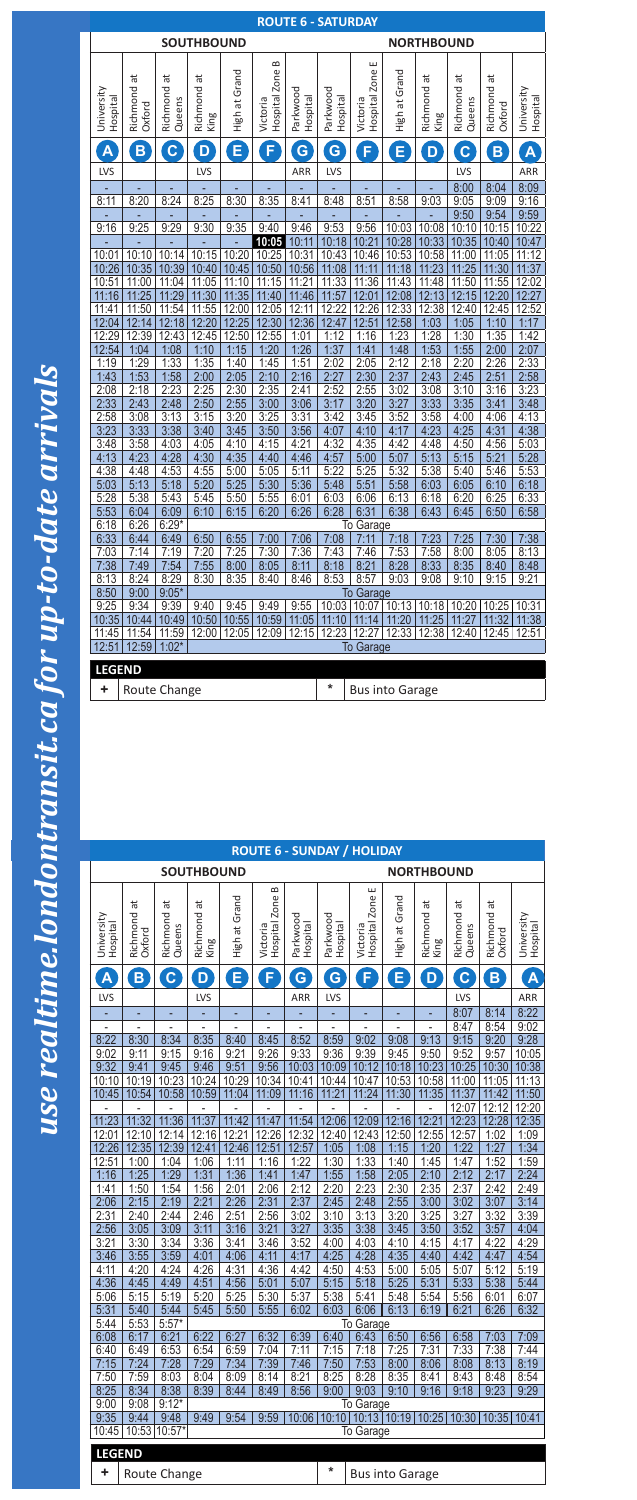*use realtime.londontransit.ca for up-to-date arrivals*

# ROUTE 6 - SATURDAY

| SOUTHBOUND | | | | | | | | NORTHBOUND | | | | | |
|---|---|---|---|---|---|---|---|---|---|---|---|---|---|
| University Hospital | Richmond at Oxford | Richmond at Queens | Richmond at King | High at Grand | Victoria Hospital Zone B | Parkwood Hospital | Parkwood Hospital | Victoria Hospital Zone E | High at Grand | Richmond at King | Richmond at Queens | Richmond at Oxford | University Hospital |
| A | B | C | D | E | F | G | G | F | E | D | C | B | A |
| LVS | | | LVS | | | ARR | LVS | | | | LVS | | ARR |
| - | - | - | - | - | - | - | - | - | - | - | 8:00 | 8:04 | 8:09 |
| 8:11 | 8:20 | 8:24 | 8:25 | 8:30 | 8:35 | 8:41 | 8:48 | 8:51 | 8:58 | 9:03 | 9:05 | 9:09 | 9:16 |
| - | - | - | - | - | - | - | - | - | - | - | 9:50 | 9:54 | 9:59 |
| 9:16 | 9:25 | 9:29 | 9:30 | 9:35 | 9:40 | 9:46 | 9:53 | 9:56 | 10:03 | 10:08 | 10:10 | 10:15 | 10:22 |
| - | - | - | - | - | **10:05** | 10:11 | 10:18 | 10:21 | 10:28 | 10:33 | 10:35 | 10:40 | 10:47 |
| 10:01 | 10:10 | 10:14 | 10:15 | 10:20 | 10:25 | 10:31 | 10:43 | 10:46 | 10:53 | 10:58 | 11:00 | 11:05 | 11:12 |
| 10:26 | 10:35 | 10:39 | 10:40 | 10:45 | 10:50 | 10:56 | 11:08 | 11:11 | 11:18 | 11:23 | 11:25 | 11:30 | 11:37 |
| 10:51 | 11:00 | 11:04 | 11:05 | 11:10 | 11:15 | 11:21 | 11:33 | 11:36 | 11:43 | 11:48 | 11:50 | 11:55 | 12:02 |
| 11:16 | 11:25 | 11:29 | 11:30 | 11:35 | 11:40 | 11:46 | 11:57 | 12:01 | 12:08 | 12:13 | 12:15 | 12:20 | 12:27 |
| 11:41 | 11:50 | 11:54 | 11:55 | 12:00 | 12:05 | 12:11 | 12:22 | 12:26 | 12:33 | 12:38 | 12:40 | 12:45 | 12:52 |
| 12:04 | 12:14 | 12:18 | 12:20 | 12:25 | 12:30 | 12:36 | 12:47 | 12:51 | 12:58 | 1:03 | 1:05 | 1:10 | 1:17 |
| 12:29 | 12:39 | 12:43 | 12:45 | 12:50 | 12:55 | 1:01 | 1:12 | 1:16 | 1:23 | 1:28 | 1:30 | 1:35 | 1:42 |
| 12:54 | 1:04 | 1:08 | 1:10 | 1:15 | 1:20 | 1:26 | 1:37 | 1:41 | 1:48 | 1:53 | 1:55 | 2:00 | 2:07 |
| 1:19 | 1:29 | 1:33 | 1:35 | 1:40 | 1:45 | 1:51 | 2:02 | 2:05 | 2:12 | 2:18 | 2:20 | 2:26 | 2:33 |
| 1:43 | 1:53 | 1:58 | 2:00 | 2:05 | 2:10 | 2:16 | 2:27 | 2:30 | 2:37 | 2:43 | 2:45 | 2:51 | 2:58 |
| 2:08 | 2:18 | 2:23 | 2:25 | 2:30 | 2:35 | 2:41 | 2:52 | 2:55 | 3:02 | 3:08 | 3:10 | 3:16 | 3:23 |
| 2:33 | 2:43 | 2:48 | 2:50 | 2:55 | 3:00 | 3:06 | 3:17 | 3:20 | 3:27 | 3:33 | 3:35 | 3:41 | 3:48 |
| 2:58 | 3:08 | 3:13 | 3:15 | 3:20 | 3:25 | 3:31 | 3:42 | 3:45 | 3:52 | 3:58 | 4:00 | 4:06 | 4:13 |
| 3:23 | 3:33 | 3:38 | 3:40 | 3:45 | 3:50 | 3:56 | 4:07 | 4:10 | 4:17 | 4:23 | 4:25 | 4:31 | 4:38 |
| 3:48 | 3:58 | 4:03 | 4:05 | 4:10 | 4:15 | 4:21 | 4:32 | 4:35 | 4:42 | 4:48 | 4:50 | 4:56 | 5:03 |
| 4:13 | 4:23 | 4:28 | 4:30 | 4:35 | 4:40 | 4:46 | 4:57 | 5:00 | 5:07 | 5:13 | 5:15 | 5:21 | 5:28 |
| 4:38 | 4:48 | 4:53 | 4:55 | 5:00 | 5:05 | 5:11 | 5:22 | 5:25 | 5:32 | 5:38 | 5:40 | 5:46 | 5:53 |
| 5:03 | 5:13 | 5:18 | 5:20 | 5:25 | 5:30 | 5:36 | 5:48 | 5:51 | 5:58 | 6:03 | 6:05 | 6:10 | 6:18 |
| 5:28 | 5:38 | 5:43 | 5:45 | 5:50 | 5:55 | 6:01 | 6:03 | 6:06 | 6:13 | 6:18 | 6:20 | 6:25 | 6:33 |
| 5:53 | 6:04 | 6:09 | 6:10 | 6:15 | 6:20 | 6:26 | 6:28 | 6:31 | 6:38 | 6:43 | 6:45 | 6:50 | 6:58 |
| 6:18 | 6:26 | 6:29* | | | | | | To Garage | | | | | |
| 6:33 | 6:44 | 6:49 | 6:50 | 6:55 | 7:00 | 7:06 | 7:08 | 7:11 | 7:18 | 7:23 | 7:25 | 7:30 | 7:38 |
| 7:03 | 7:14 | 7:19 | 7:20 | 7:25 | 7:30 | 7:36 | 7:43 | 7:46 | 7:53 | 7:58 | 8:00 | 8:05 | 8:13 |
| 7:38 | 7:49 | 7:54 | 7:55 | 8:00 | 8:05 | 8:11 | 8:18 | 8:21 | 8:28 | 8:33 | 8:35 | 8:40 | 8:48 |
| 8:13 | 8:24 | 8:29 | 8:30 | 8:35 | 8:40 | 8:46 | 8:53 | 8:57 | 9:03 | 9:08 | 9:10 | 9:15 | 9:21 |
| 8:50 | 9:00 | 9:05* | | | | | | To Garage | | | | | |
| 9:25 | 9:34 | 9:39 | 9:40 | 9:45 | 9:49 | 9:55 | 10:03 | 10:07 | 10:13 | 10:18 | 10:20 | 10:25 | 10:31 |
| 10:35 | 10:44 | 10:49 | 10:50 | 10:55 | 10:59 | 11:05 | 11:10 | 11:14 | 11:20 | 11:25 | 11:27 | 11:32 | 11:38 |
| 11:45 | 11:54 | 11:59 | 12:00 | 12:05 | 12:09 | 12:15 | 12:23 | 12:27 | 12:33 | 12:38 | 12:40 | 12:45 | 12:51 |
| 12:51 | 12:59 | 1:02* | | | | | | To Garage | | | | | |

**LEGEND**

| | | | |
|---|---|---|---|
| + | Route Change | * | Bus into Garage |

# ROUTE 6 - SUNDAY / HOLIDAY

| SOUTHBOUND | | | | | | | | NORTHBOUND | | | | | |
|---|---|---|---|---|---|---|---|---|---|---|---|---|---|
| University Hospital | Richmond at Oxford | Richmond at Queens | Richmond at King | High at Grand | Victoria Hospital Zone B | Parkwood Hospital | Parkwood Hospital | Victoria Hospital Zone E | High at Grand | Richmond at King | Richmond at Queens | Richmond at Oxford | University Hospital |
| A | B | C | D | E | F | G | G | F | E | D | C | B | A |
| LVS | | | LVS | | | ARR | LVS | | | | LVS | | ARR |
| - | - | - | - | - | - | - | - | - | - | - | 8:07 | 8:14 | 8:22 |
| - | - | - | - | - | - | - | - | - | - | - | 8:47 | 8:54 | 9:02 |
| 8:22 | 8:30 | 8:34 | 8:35 | 8:40 | 8:45 | 8:52 | 8:59 | 9:02 | 9:08 | 9:13 | 9:15 | 9:20 | 9:28 |
| 9:02 | 9:11 | 9:15 | 9:16 | 9:21 | 9:26 | 9:33 | 9:36 | 9:39 | 9:45 | 9:50 | 9:52 | 9:57 | 10:05 |
| 9:32 | 9:41 | 9:45 | 9:46 | 9:51 | 9:56 | 10:03 | 10:09 | 10:12 | 10:18 | 10:23 | 10:25 | 10:30 | 10:38 |
| 10:10 | 10:19 | 10:23 | 10:24 | 10:29 | 10:34 | 10:41 | 10:44 | 10:47 | 10:53 | 10:58 | 11:00 | 11:05 | 11:13 |
| 10:45 | 10:54 | 10:58 | 10:59 | 11:04 | 11:09 | 11:16 | 11:21 | 11:24 | 11:30 | 11:35 | 11:37 | 11:42 | 11:50 |
| - | - | - | - | - | - | - | - | - | - | - | 12:07 | 12:12 | 12:20 |
| 11:23 | 11:32 | 11:36 | 11:37 | 11:42 | 11:47 | 11:54 | 12:06 | 12:09 | 12:16 | 12:21 | 12:23 | 12:28 | 12:35 |
| 12:01 | 12:10 | 12:14 | 12:16 | 12:21 | 12:26 | 12:32 | 12:40 | 12:43 | 12:50 | 12:55 | 12:57 | 1:02 | 1:09 |
| 12:26 | 12:35 | 12:39 | 12:41 | 12:46 | 12:51 | 12:57 | 1:05 | 1:08 | 1:15 | 1:20 | 1:22 | 1:27 | 1:34 |
| 12:51 | 1:00 | 1:04 | 1:06 | 1:11 | 1:16 | 1:22 | 1:30 | 1:33 | 1:40 | 1:45 | 1:47 | 1:52 | 1:59 |
| 1:16 | 1:25 | 1:29 | 1:31 | 1:36 | 1:41 | 1:47 | 1:55 | 1:58 | 2:05 | 2:10 | 2:12 | 2:17 | 2:24 |
| 1:41 | 1:50 | 1:54 | 1:56 | 2:01 | 2:06 | 2:12 | 2:20 | 2:23 | 2:30 | 2:35 | 2:37 | 2:42 | 2:49 |
| 2:06 | 2:15 | 2:19 | 2:21 | 2:26 | 2:31 | 2:37 | 2:45 | 2:48 | 2:55 | 3:00 | 3:02 | 3:07 | 3:14 |
| 2:31 | 2:40 | 2:44 | 2:46 | 2:51 | 2:56 | 3:02 | 3:10 | 3:13 | 3:20 | 3:25 | 3:27 | 3:32 | 3:39 |
| 2:56 | 3:05 | 3:09 | 3:11 | 3:16 | 3:21 | 3:27 | 3:35 | 3:38 | 3:45 | 3:50 | 3:52 | 3:57 | 4:04 |
| 3:21 | 3:30 | 3:34 | 3:36 | 3:41 | 3:46 | 3:52 | 4:00 | 4:03 | 4:10 | 4:15 | 4:17 | 4:22 | 4:29 |
| 3:46 | 3:55 | 3:59 | 4:01 | 4:06 | 4:11 | 4:17 | 4:25 | 4:28 | 4:35 | 4:40 | 4:42 | 4:47 | 4:54 |
| 4:11 | 4:20 | 4:24 | 4:26 | 4:31 | 4:36 | 4:42 | 4:50 | 4:53 | 5:00 | 5:05 | 5:07 | 5:12 | 5:19 |
| 4:36 | 4:45 | 4:49 | 4:51 | 4:56 | 5:01 | 5:07 | 5:15 | 5:18 | 5:25 | 5:31 | 5:33 | 5:38 | 5:44 |
| 5:06 | 5:15 | 5:19 | 5:20 | 5:25 | 5:30 | 5:37 | 5:38 | 5:41 | 5:48 | 5:54 | 5:56 | 6:01 | 6:07 |
| 5:31 | 5:40 | 5:44 | 5:45 | 5:50 | 5:55 | 6:02 | 6:03 | 6:06 | 6:13 | 6:19 | 6:21 | 6:26 | 6:32 |
| 5:44 | 5:53 | 5:57* | | | | | | To Garage | | | | | |
| 6:08 | 6:17 | 6:21 | 6:22 | 6:27 | 6:32 | 6:39 | 6:40 | 6:43 | 6:50 | 6:56 | 6:58 | 7:03 | 7:09 |
| 6:40 | 6:49 | 6:53 | 6:54 | 6:59 | 7:04 | 7:11 | 7:15 | 7:18 | 7:25 | 7:31 | 7:33 | 7:38 | 7:44 |
| 7:15 | 7:24 | 7:28 | 7:29 | 7:34 | 7:39 | 7:46 | 7:50 | 7:53 | 8:00 | 8:06 | 8:08 | 8:13 | 8:19 |
| 7:50 | 7:59 | 8:03 | 8:04 | 8:09 | 8:14 | 8:21 | 8:25 | 8:28 | 8:35 | 8:41 | 8:43 | 8:48 | 8:54 |
| 8:25 | 8:34 | 8:38 | 8:39 | 8:44 | 8:49 | 8:56 | 9:00 | 9:03 | 9:10 | 9:16 | 9:18 | 9:23 | 9:29 |
| 9:00 | 9:08 | 9:12* | | | | | | To Garage | | | | | |
| 9:35 | 9:44 | 9:48 | 9:49 | 9:54 | 9:59 | 10:06 | 10:10 | 10:13 | 10:19 | 10:25 | 10:30 | 10:35 | 10:41 |
| 10:45 | 10:53 | 10:57* | | | | | | To Garage | | | | | |

**LEGEND**

| | | | |
|---|---|---|---|
| + | Route Change | * | Bus into Garage |